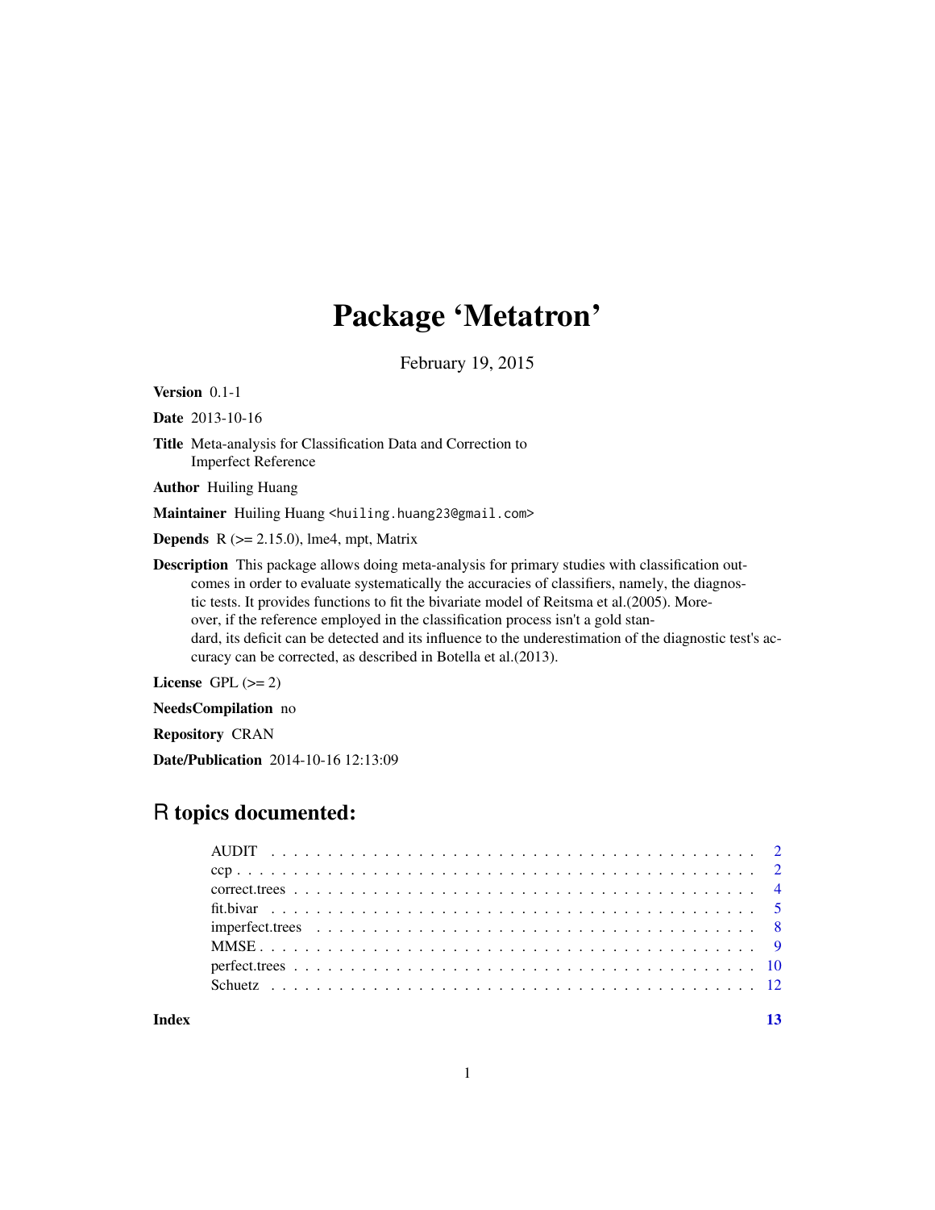# Package 'Metatron'

February 19, 2015

**Version** 0.1-1

**Date** 2013-10-16

**Title** Meta-analysis for Classification Data and Correction to Imperfect Reference

**Author** Huiling Huang

**Maintainer** Huiling Huang <huiling.huang23@gmail.com>

**Depends** R (>= 2.15.0), lme4, mpt, Matrix

**Description** This package allows doing meta-analysis for primary studies with classification outcomes in order to evaluate systematically the accuracies of classifiers, namely, the diagnostic tests. It provides functions to fit the bivariate model of Reitsma et al.(2005). Moreover, if the reference employed in the classification process isn't a gold standard, its deficit can be detected and its influence to the underestimation of the diagnostic test's accuracy can be corrected, as described in Botella et al.(2013).

**License** GPL (>= 2)

**NeedsCompilation** no

**Repository** CRAN

**Date/Publication** 2014-10-16 12:13:09

## R topics documented:

| | |
|---|---|
| AUDIT | 2 |
| ccp | 2 |
| correct.trees | 4 |
| fit.bivar | 5 |
| imperfect.trees | 8 |
| MMSE | 9 |
| perfect.trees | 10 |
| Schuetz | 12 |

**Index** **13**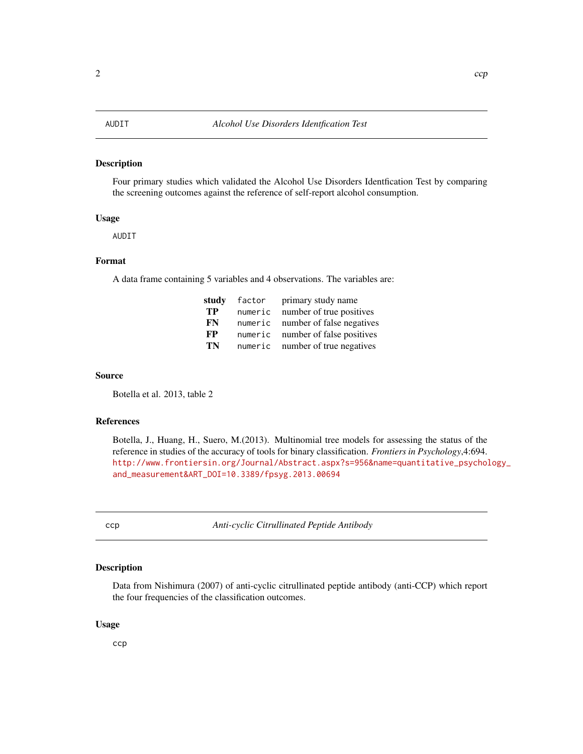## AUDIT — *Alcohol Use Disorders Identfication Test*

### Description

Four primary studies which validated the Alcohol Use Disorders Identfication Test by comparing the screening outcomes against the reference of self-report alcohol consumption.

### Usage

```
AUDIT
```

### Format

A data frame containing 5 variables and 4 observations. The variables are:

| | | |
|---|---|---|
| **study** | `factor` | primary study name |
| **TP** | `numeric` | number of true positives |
| **FN** | `numeric` | number of false negatives |
| **FP** | `numeric` | number of false positives |
| **TN** | `numeric` | number of true negatives |

### Source

Botella et al. 2013, table 2

### References

Botella, J., Huang, H., Suero, M.(2013). Multinomial tree models for assessing the status of the reference in studies of the accuracy of tools for binary classification. *Frontiers in Psychology*,4:694. http://www.frontiersin.org/Journal/Abstract.aspx?s=956&name=quantitative_psychology_and_measurement&ART_DOI=10.3389/fpsyg.2013.00694

## ccp — *Anti-cyclic Citrullinated Peptide Antibody*

### Description

Data from Nishimura (2007) of anti-cyclic citrullinated peptide antibody (anti-CCP) which report the four frequencies of the classification outcomes.

### Usage

```
ccp
```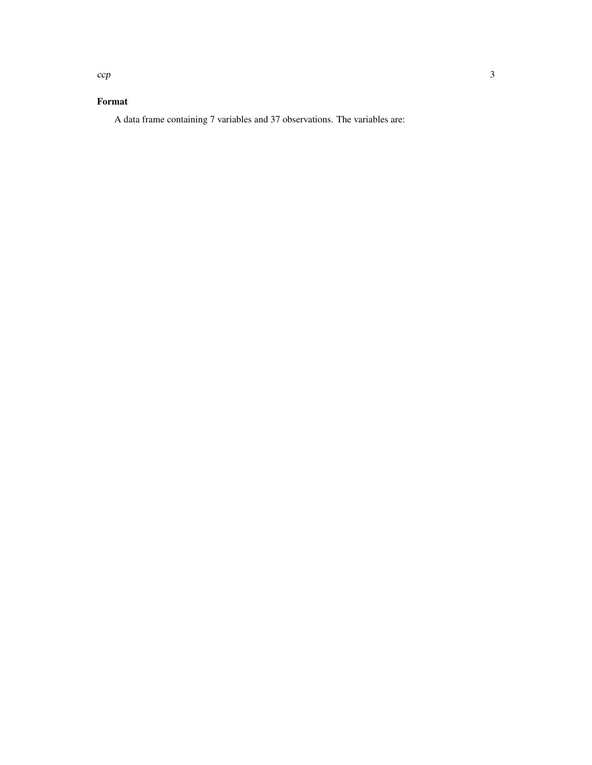## Format

A data frame containing 7 variables and 37 observations. The variables are: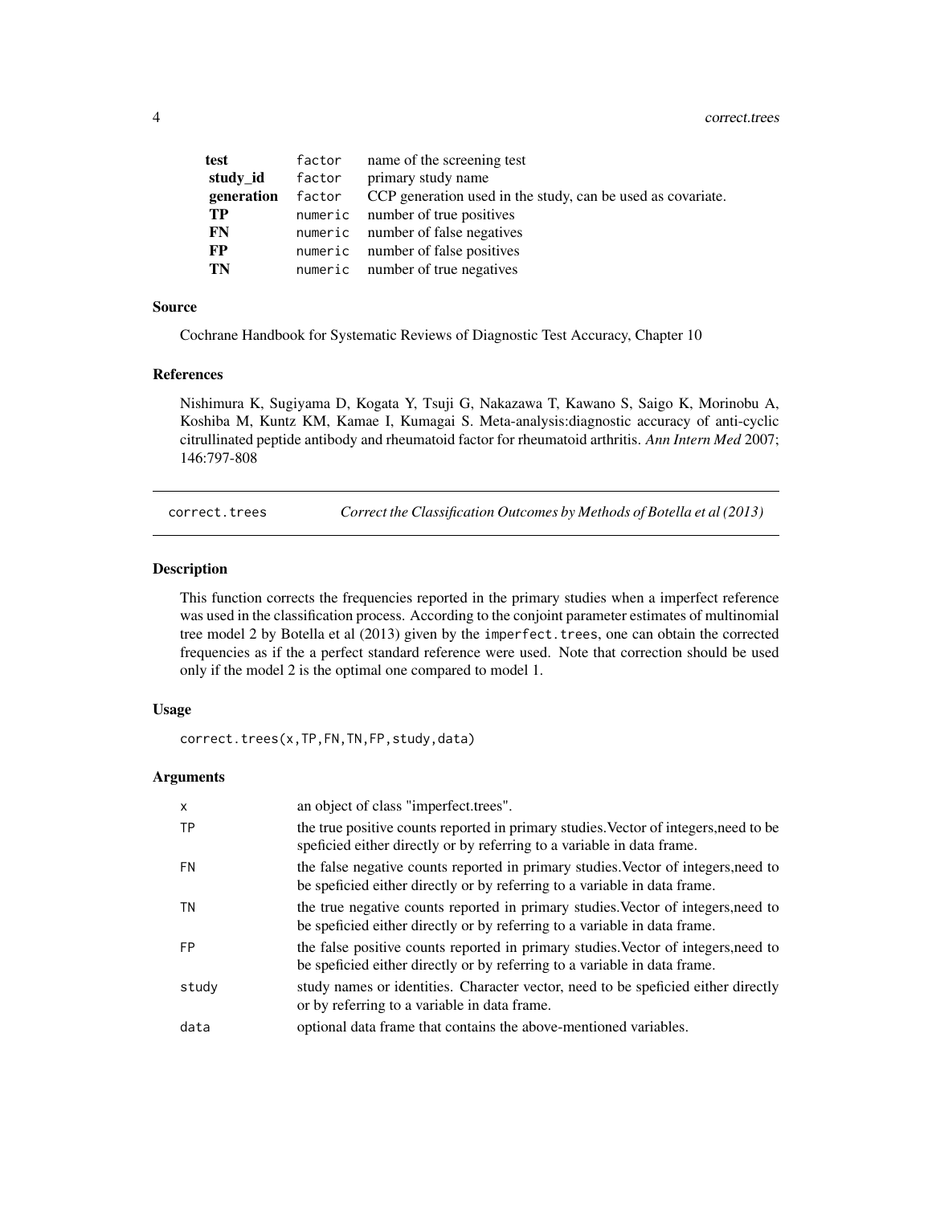| | | |
|---|---|---|
| **test** | factor | name of the screening test |
| **study_id** | factor | primary study name |
| **generation** | factor | CCP generation used in the study, can be used as covariate. |
| **TP** | numeric | number of true positives |
| **FN** | numeric | number of false negatives |
| **FP** | numeric | number of false positives |
| **TN** | numeric | number of true negatives |

### Source

Cochrane Handbook for Systematic Reviews of Diagnostic Test Accuracy, Chapter 10

### References

Nishimura K, Sugiyama D, Kogata Y, Tsuji G, Nakazawa T, Kawano S, Saigo K, Morinobu A, Koshiba M, Kuntz KM, Kamae I, Kumagai S. Meta-analysis:diagnostic accuracy of anti-cyclic citrullinated peptide antibody and rheumatoid factor for rheumatoid arthritis. *Ann Intern Med* 2007; 146:797-808

---

## correct.trees — *Correct the Classification Outcomes by Methods of Botella et al (2013)*

### Description

This function corrects the frequencies reported in the primary studies when a imperfect reference was used in the classification process. According to the conjoint parameter estimates of multinomial tree model 2 by Botella et al (2013) given by the `imperfect.trees`, one can obtain the corrected frequencies as if the a perfect standard reference were used. Note that correction should be used only if the model 2 is the optimal one compared to model 1.

### Usage

```
correct.trees(x,TP,FN,TN,FP,study,data)
```

### Arguments

| | |
|---|---|
| `x` | an object of class "imperfect.trees". |
| `TP` | the true positive counts reported in primary studies.Vector of integers,need to be speficied either directly or by referring to a variable in data frame. |
| `FN` | the false negative counts reported in primary studies.Vector of integers,need to be speficied either directly or by referring to a variable in data frame. |
| `TN` | the true negative counts reported in primary studies.Vector of integers,need to be speficied either directly or by referring to a variable in data frame. |
| `FP` | the false positive counts reported in primary studies.Vector of integers,need to be speficied either directly or by referring to a variable in data frame. |
| `study` | study names or identities. Character vector, need to be speficied either directly or by referring to a variable in data frame. |
| `data` | optional data frame that contains the above-mentioned variables. |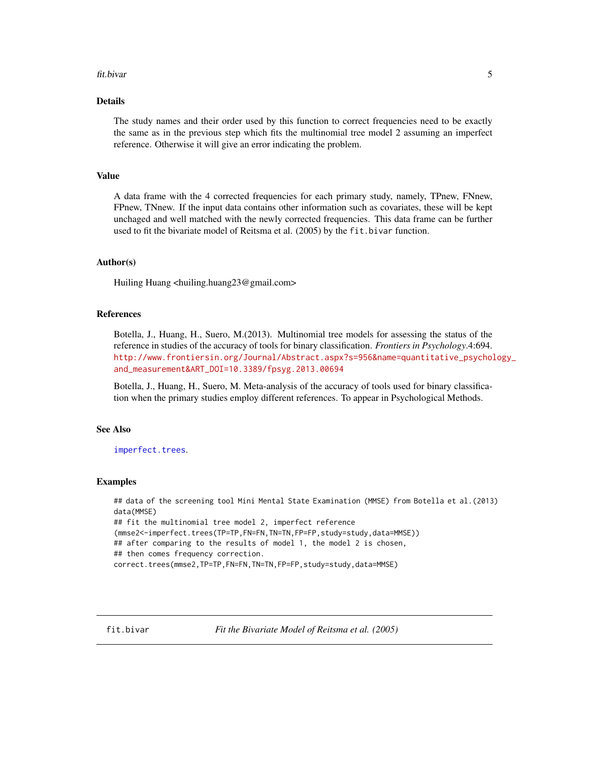## Details

The study names and their order used by this function to correct frequencies need to be exactly the same as in the previous step which fits the multinomial tree model 2 assuming an imperfect reference. Otherwise it will give an error indicating the problem.

## Value

A data frame with the 4 corrected frequencies for each primary study, namely, TPnew, FNnew, FPnew, TNnew. If the input data contains other information such as covariates, these will be kept unchaged and well matched with the newly corrected frequencies. This data frame can be further used to fit the bivariate model of Reitsma et al. (2005) by the `fit.bivar` function.

## Author(s)

Huiling Huang <huiling.huang23@gmail.com>

## References

Botella, J., Huang, H., Suero, M.(2013). Multinomial tree models for assessing the status of the reference in studies of the accuracy of tools for binary classification. *Frontiers in Psychology*.4:694. http://www.frontiersin.org/Journal/Abstract.aspx?s=956&name=quantitative_psychology_and_measurement&ART_DOI=10.3389/fpsyg.2013.00694

Botella, J., Huang, H., Suero, M. Meta-analysis of the accuracy of tools used for binary classification when the primary studies employ different references. To appear in Psychological Methods.

## See Also

`imperfect.trees`.

## Examples

```
## data of the screening tool Mini Mental State Examination (MMSE) from Botella et al.(2013)
data(MMSE)
## fit the multinomial tree model 2, imperfect reference
(mmse2<-imperfect.trees(TP=TP,FN=FN,TN=TN,FP=FP,study=study,data=MMSE))
## after comparing to the results of model 1, the model 2 is chosen,
## then comes frequency correction.
correct.trees(mmse2,TP=TP,FN=FN,TN=TN,FP=FP,study=study,data=MMSE)
```

# fit.bivar *Fit the Bivariate Model of Reitsma et al. (2005)*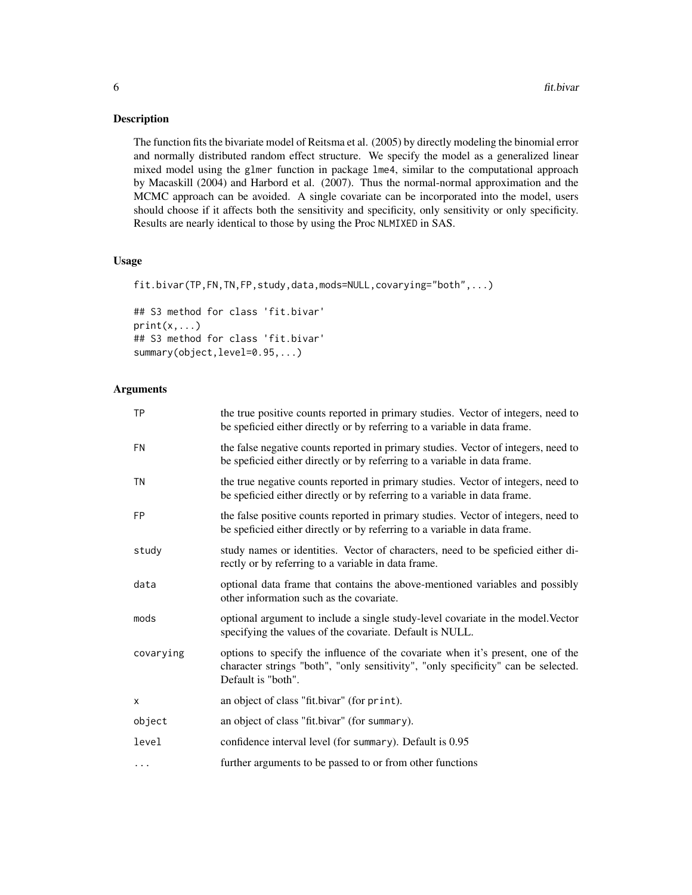## Description

The function fits the bivariate model of Reitsma et al. (2005) by directly modeling the binomial error and normally distributed random effect structure. We specify the model as a generalized linear mixed model using the glmer function in package lme4, similar to the computational approach by Macaskill (2004) and Harbord et al. (2007). Thus the normal-normal approximation and the MCMC approach can be avoided. A single covariate can be incorporated into the model, users should choose if it affects both the sensitivity and specificity, only sensitivity or only specificity. Results are nearly identical to those by using the Proc NLMIXED in SAS.

## Usage

```
fit.bivar(TP,FN,TN,FP,study,data,mods=NULL,covarying="both",...)

## S3 method for class 'fit.bivar'
print(x,...)
## S3 method for class 'fit.bivar'
summary(object,level=0.95,...)
```

## Arguments

| | |
|---|---|
| TP | the true positive counts reported in primary studies. Vector of integers, need to be speficied either directly or by referring to a variable in data frame. |
| FN | the false negative counts reported in primary studies. Vector of integers, need to be speficied either directly or by referring to a variable in data frame. |
| TN | the true negative counts reported in primary studies. Vector of integers, need to be speficied either directly or by referring to a variable in data frame. |
| FP | the false positive counts reported in primary studies. Vector of integers, need to be speficied either directly or by referring to a variable in data frame. |
| study | study names or identities. Vector of characters, need to be speficied either directly or by referring to a variable in data frame. |
| data | optional data frame that contains the above-mentioned variables and possibly other information such as the covariate. |
| mods | optional argument to include a single study-level covariate in the model.Vector specifying the values of the covariate. Default is NULL. |
| covarying | options to specify the influence of the covariate when it's present, one of the character strings "both", "only sensitivity", "only specificity" can be selected. Default is "both". |
| x | an object of class "fit.bivar" (for print). |
| object | an object of class "fit.bivar" (for summary). |
| level | confidence interval level (for summary). Default is 0.95 |
| ... | further arguments to be passed to or from other functions |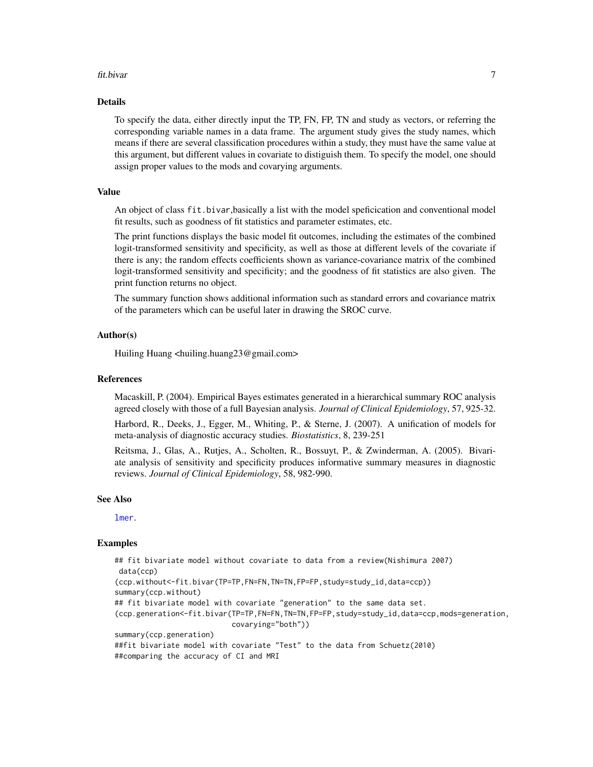## Details

To specify the data, either directly input the TP, FN, FP, TN and study as vectors, or referring the corresponding variable names in a data frame. The argument study gives the study names, which means if there are several classification procedures within a study, they must have the same value at this argument, but different values in covariate to distiguish them. To specify the model, one should assign proper values to the mods and covarying arguments.

## Value

An object of class `fit.bivar`,basically a list with the model speficication and conventional model fit results, such as goodness of fit statistics and parameter estimates, etc.

The print functions displays the basic model fit outcomes, including the estimates of the combined logit-transformed sensitivity and specificity, as well as those at different levels of the covariate if there is any; the random effects coefficients shown as variance-covariance matrix of the combined logit-transformed sensitivity and specificity; and the goodness of fit statistics are also given. The print function returns no object.

The summary function shows additional information such as standard errors and covariance matrix of the parameters which can be useful later in drawing the SROC curve.

## Author(s)

Huiling Huang <huiling.huang23@gmail.com>

## References

Macaskill, P. (2004). Empirical Bayes estimates generated in a hierarchical summary ROC analysis agreed closely with those of a full Bayesian analysis. *Journal of Clinical Epidemiology*, 57, 925-32.

Harbord, R., Deeks, J., Egger, M., Whiting, P., & Sterne, J. (2007). A unification of models for meta-analysis of diagnostic accuracy studies. *Biostatistics*, 8, 239-251

Reitsma, J., Glas, A., Rutjes, A., Scholten, R., Bossuyt, P., & Zwinderman, A. (2005). Bivariate analysis of sensitivity and specificity produces informative summary measures in diagnostic reviews. *Journal of Clinical Epidemiology*, 58, 982-990.

## See Also

lmer.

## Examples

```
## fit bivariate model without covariate to data from a review(Nishimura 2007)
 data(ccp)
(ccp.without<-fit.bivar(TP=TP,FN=FN,TN=TN,FP=FP,study=study_id,data=ccp))
summary(ccp.without)
## fit bivariate model with covariate "generation" to the same data set.
(ccp.generation<-fit.bivar(TP=TP,FN=FN,TN=TN,FP=FP,study=study_id,data=ccp,mods=generation,
                           covarying="both"))
summary(ccp.generation)
##fit bivariate model with covariate "Test" to the data from Schuetz(2010)
##comparing the accuracy of CI and MRI
```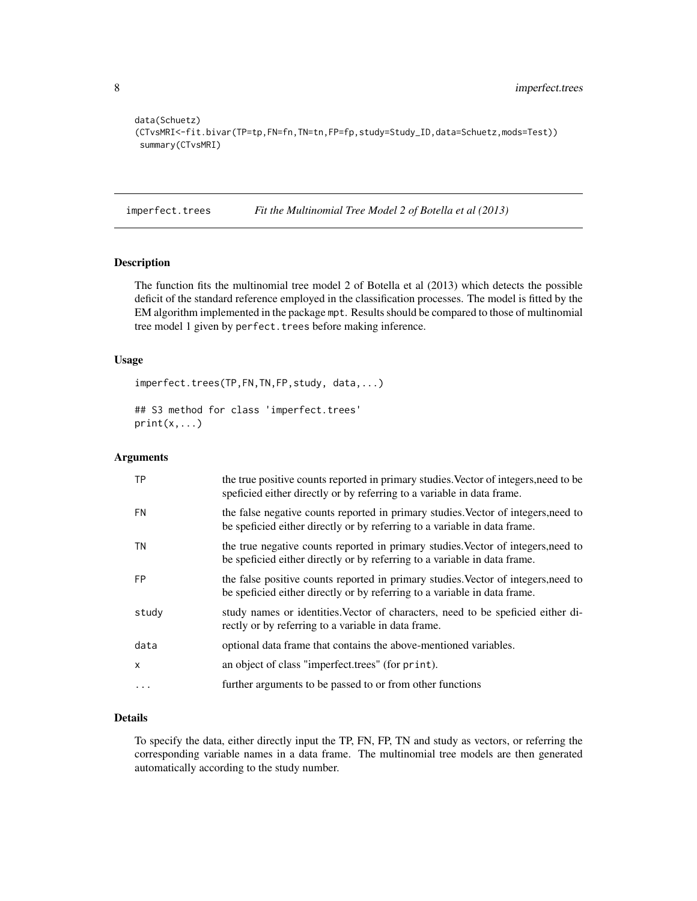```
data(Schuetz)
(CTvsMRI<-fit.bivar(TP=tp,FN=fn,TN=tn,FP=fp,study=Study_ID,data=Schuetz,mods=Test))
 summary(CTvsMRI)
```

---

imperfect.trees *Fit the Multinomial Tree Model 2 of Botella et al (2013)*

---

## Description

The function fits the multinomial tree model 2 of Botella et al (2013) which detects the possible deficit of the standard reference employed in the classification processes. The model is fitted by the EM algorithm implemented in the package `mpt`. Results should be compared to those of multinomial tree model 1 given by `perfect.trees` before making inference.

## Usage

```
imperfect.trees(TP,FN,TN,FP,study, data,...)

## S3 method for class 'imperfect.trees'
print(x,...)
```

## Arguments

| | |
|---|---|
| TP | the true positive counts reported in primary studies.Vector of integers,need to be speficied either directly or by referring to a variable in data frame. |
| FN | the false negative counts reported in primary studies.Vector of integers,need to be speficied either directly or by referring to a variable in data frame. |
| TN | the true negative counts reported in primary studies.Vector of integers,need to be speficied either directly or by referring to a variable in data frame. |
| FP | the false positive counts reported in primary studies.Vector of integers,need to be speficied either directly or by referring to a variable in data frame. |
| study | study names or identities.Vector of characters, need to be speficied either directly or by referring to a variable in data frame. |
| data | optional data frame that contains the above-mentioned variables. |
| x | an object of class "imperfect.trees" (for `print`). |
| ... | further arguments to be passed to or from other functions |

## Details

To specify the data, either directly input the TP, FN, FP, TN and study as vectors, or referring the corresponding variable names in a data frame. The multinomial tree models are then generated automatically according to the study number.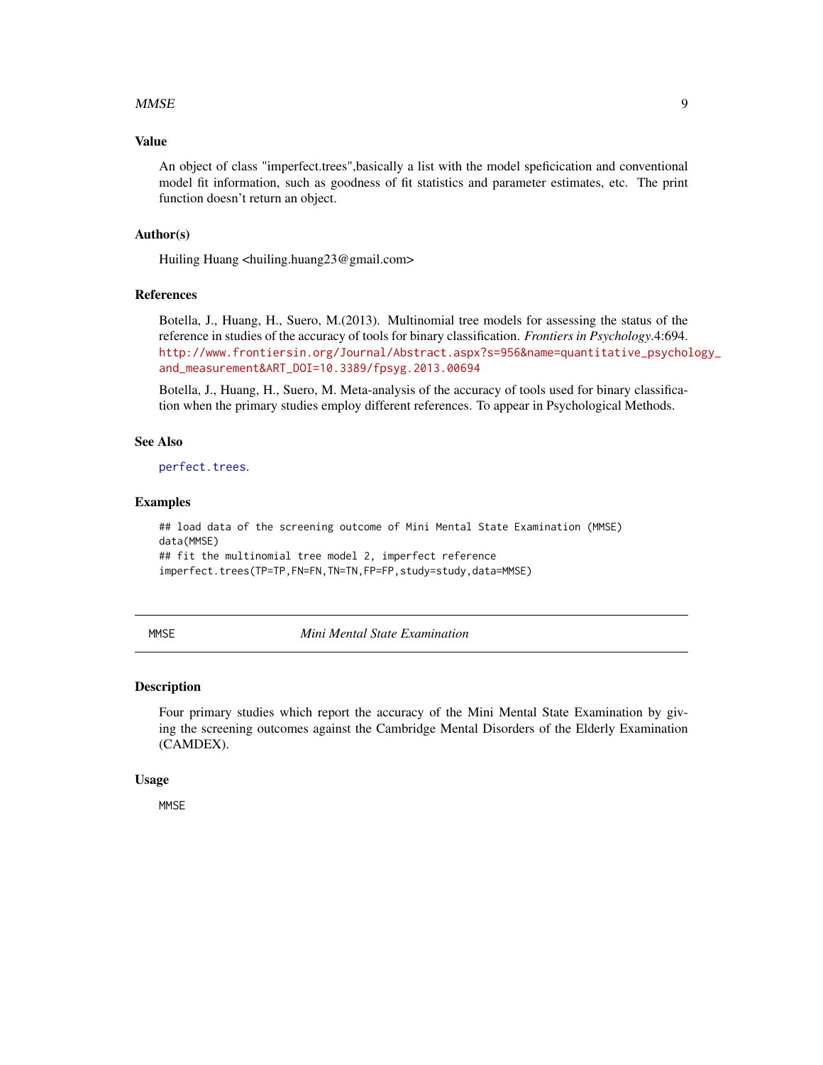### Value

An object of class "imperfect.trees",basically a list with the model speficication and conventional model fit information, such as goodness of fit statistics and parameter estimates, etc. The print function doesn't return an object.

### Author(s)

Huiling Huang <huiling.huang23@gmail.com>

### References

Botella, J., Huang, H., Suero, M.(2013). Multinomial tree models for assessing the status of the reference in studies of the accuracy of tools for binary classification. *Frontiers in Psychology*.4:694. http://www.frontiersin.org/Journal/Abstract.aspx?s=956&name=quantitative_psychology_and_measurement&ART_DOI=10.3389/fpsyg.2013.00694

Botella, J., Huang, H., Suero, M. Meta-analysis of the accuracy of tools used for binary classification when the primary studies employ different references. To appear in Psychological Methods.

### See Also

perfect.trees.

### Examples

```
## load data of the screening outcome of Mini Mental State Examination (MMSE)
data(MMSE)
## fit the multinomial tree model 2, imperfect reference
imperfect.trees(TP=TP,FN=FN,TN=TN,FP=FP,study=study,data=MMSE)
```

---

## MMSE — *Mini Mental State Examination*

### Description

Four primary studies which report the accuracy of the Mini Mental State Examination by giving the screening outcomes against the Cambridge Mental Disorders of the Elderly Examination (CAMDEX).

### Usage

```
MMSE
```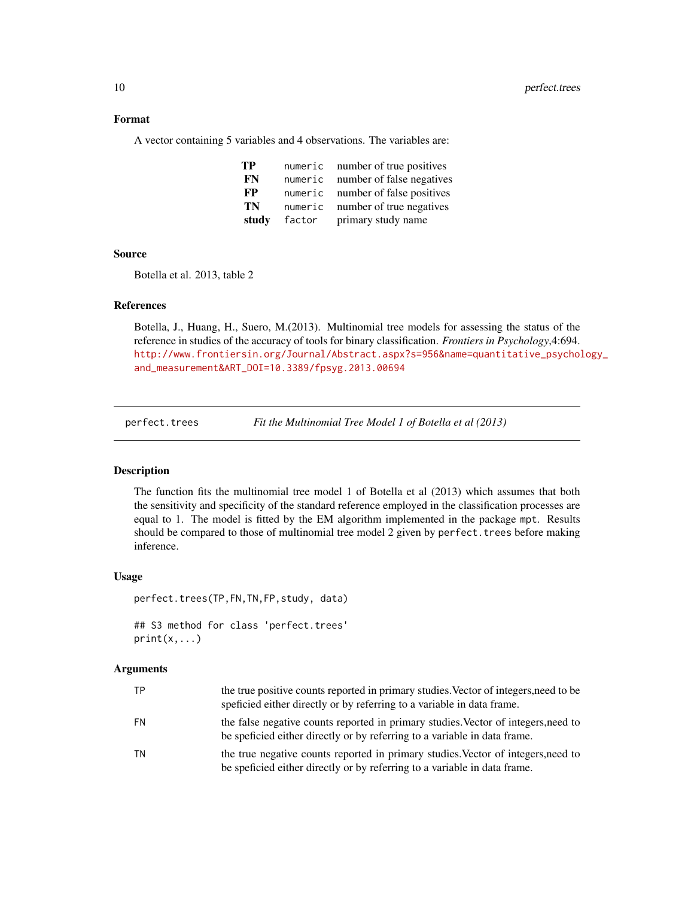## Format

A vector containing 5 variables and 4 observations. The variables are:

| | | |
|---|---|---|
| **TP** | `numeric` | number of true positives |
| **FN** | `numeric` | number of false negatives |
| **FP** | `numeric` | number of false positives |
| **TN** | `numeric` | number of true negatives |
| **study** | `factor` | primary study name |

## Source

Botella et al. 2013, table 2

## References

Botella, J., Huang, H., Suero, M.(2013). Multinomial tree models for assessing the status of the reference in studies of the accuracy of tools for binary classification. *Frontiers in Psychology*,4:694. http://www.frontiersin.org/Journal/Abstract.aspx?s=956&name=quantitative_psychology_and_measurement&ART_DOI=10.3389/fpsyg.2013.00694

---

`perfect.trees` *Fit the Multinomial Tree Model 1 of Botella et al (2013)*

---

## Description

The function fits the multinomial tree model 1 of Botella et al (2013) which assumes that both the sensitivity and specificity of the standard reference employed in the classification processes are equal to 1. The model is fitted by the EM algorithm implemented in the package `mpt`. Results should be compared to those of multinomial tree model 2 given by `perfect.trees` before making inference.

## Usage

```
perfect.trees(TP,FN,TN,FP,study, data)

## S3 method for class 'perfect.trees'
print(x,...)
```

## Arguments

| | |
|---|---|
| `TP` | the true positive counts reported in primary studies.Vector of integers,need to be speficied either directly or by referring to a variable in data frame. |
| `FN` | the false negative counts reported in primary studies.Vector of integers,need to be speficied either directly or by referring to a variable in data frame. |
| `TN` | the true negative counts reported in primary studies.Vector of integers,need to be speficied either directly or by referring to a variable in data frame. |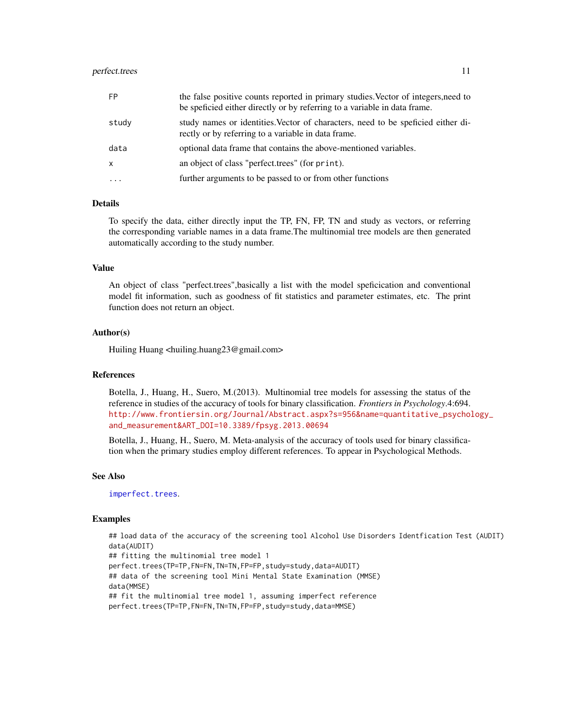| | |
|---|---|
| FP | the false positive counts reported in primary studies.Vector of integers,need to be speficied either directly or by referring to a variable in data frame. |
| study | study names or identities.Vector of characters, need to be speficied either directly or by referring to a variable in data frame. |
| data | optional data frame that contains the above-mentioned variables. |
| x | an object of class "perfect.trees" (for print). |
| ... | further arguments to be passed to or from other functions |

### Details

To specify the data, either directly input the TP, FN, FP, TN and study as vectors, or referring the corresponding variable names in a data frame.The multinomial tree models are then generated automatically according to the study number.

### Value

An object of class "perfect.trees",basically a list with the model speficication and conventional model fit information, such as goodness of fit statistics and parameter estimates, etc. The print function does not return an object.

### Author(s)

Huiling Huang <huiling.huang23@gmail.com>

### References

Botella, J., Huang, H., Suero, M.(2013). Multinomial tree models for assessing the status of the reference in studies of the accuracy of tools for binary classification. *Frontiers in Psychology*.4:694. http://www.frontiersin.org/Journal/Abstract.aspx?s=956&name=quantitative_psychology_and_measurement&ART_DOI=10.3389/fpsyg.2013.00694

Botella, J., Huang, H., Suero, M. Meta-analysis of the accuracy of tools used for binary classification when the primary studies employ different references. To appear in Psychological Methods.

### See Also

imperfect.trees.

### Examples

```
## load data of the accuracy of the screening tool Alcohol Use Disorders Identfication Test (AUDIT)
data(AUDIT)
## fitting the multinomial tree model 1
perfect.trees(TP=TP,FN=FN,TN=TN,FP=FP,study=study,data=AUDIT)
## data of the screening tool Mini Mental State Examination (MMSE)
data(MMSE)
## fit the multinomial tree model 1, assuming imperfect reference
perfect.trees(TP=TP,FN=FN,TN=TN,FP=FP,study=study,data=MMSE)
```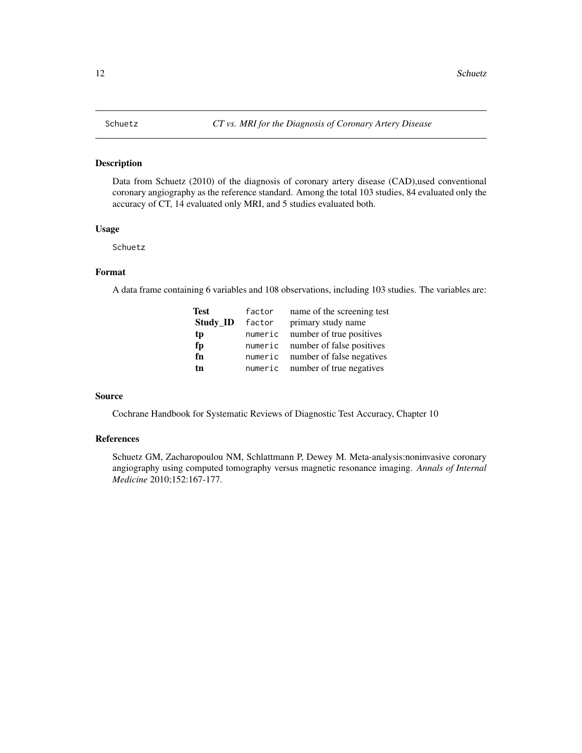Schuetz *CT vs. MRI for the Diagnosis of Coronary Artery Disease*

## Description

Data from Schuetz (2010) of the diagnosis of coronary artery disease (CAD),used conventional coronary angiography as the reference standard. Among the total 103 studies, 84 evaluated only the accuracy of CT, 14 evaluated only MRI, and 5 studies evaluated both.

## Usage

```
Schuetz
```

## Format

A data frame containing 6 variables and 108 observations, including 103 studies. The variables are:

| | | |
|---|---|---|
| **Test** | `factor` | name of the screening test |
| **Study_ID** | `factor` | primary study name |
| **tp** | `numeric` | number of true positives |
| **fp** | `numeric` | number of false positives |
| **fn** | `numeric` | number of false negatives |
| **tn** | `numeric` | number of true negatives |

## Source

Cochrane Handbook for Systematic Reviews of Diagnostic Test Accuracy, Chapter 10

## References

Schuetz GM, Zacharopoulou NM, Schlattmann P, Dewey M. Meta-analysis:noninvasive coronary angiography using computed tomography versus magnetic resonance imaging. *Annals of Internal Medicine* 2010;152:167-177.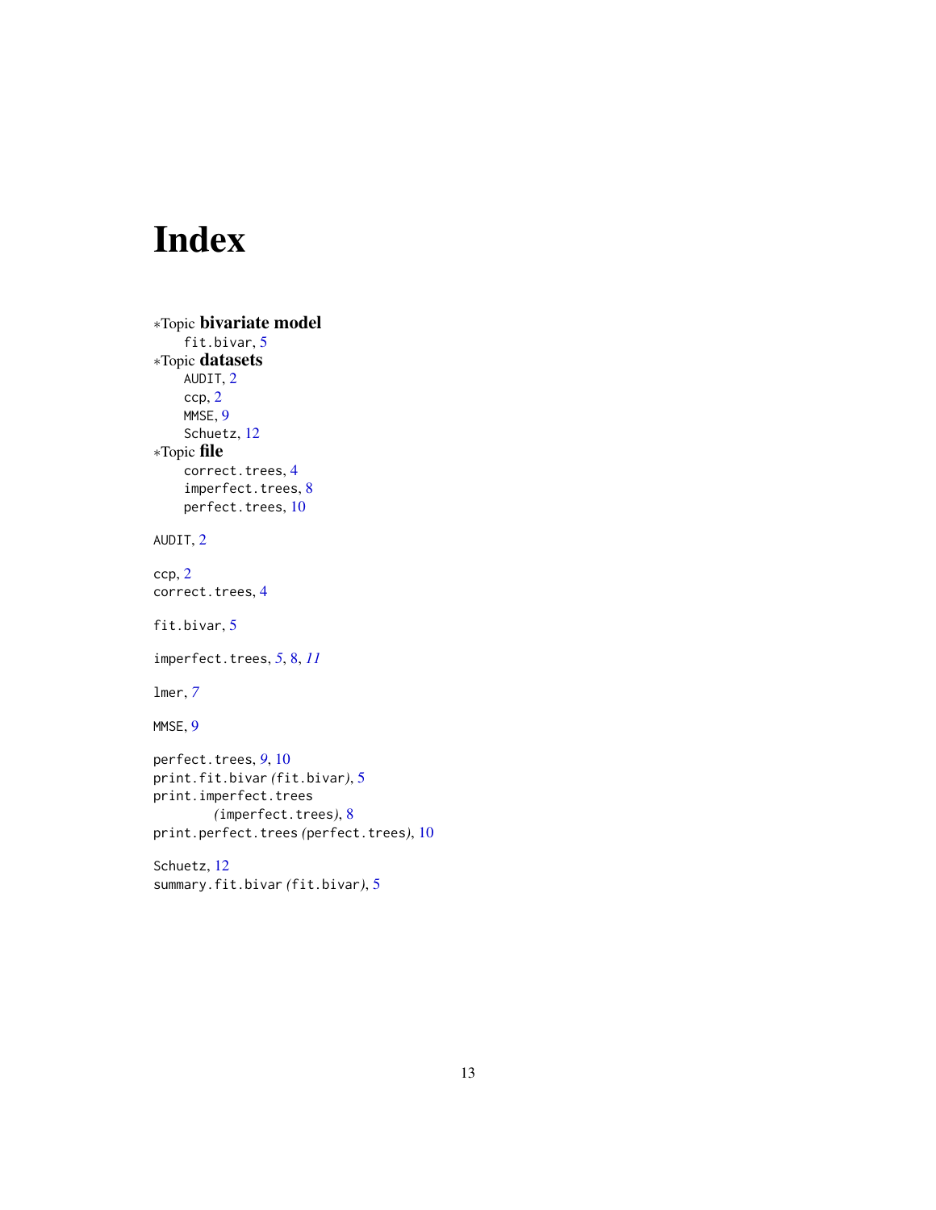# Index

∗Topic **bivariate model**
- fit.bivar, 5

∗Topic **datasets**
- AUDIT, 2
- ccp, 2
- MMSE, 9
- Schuetz, 12

∗Topic **file**
- correct.trees, 4
- imperfect.trees, 8
- perfect.trees, 10

AUDIT, 2

ccp, 2
correct.trees, 4

fit.bivar, 5

imperfect.trees, *5*, 8, *11*

lmer, *7*

MMSE, 9

perfect.trees, *9*, 10
print.fit.bivar *(*fit.bivar*)*, 5
print.imperfect.trees *(*imperfect.trees*)*, 8
print.perfect.trees *(*perfect.trees*)*, 10

Schuetz, 12
summary.fit.bivar *(*fit.bivar*)*, 5